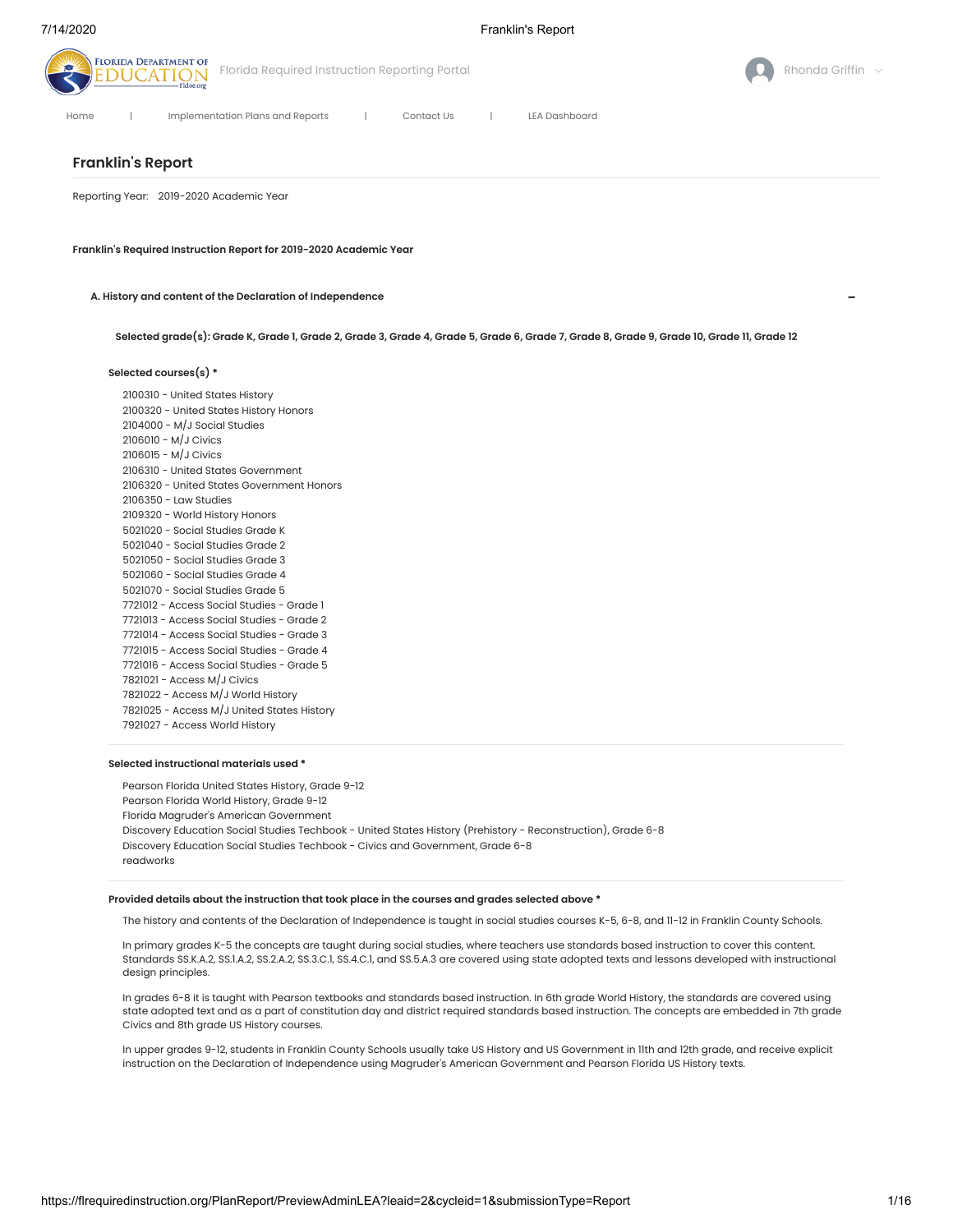Florida Required Instruction Reporting Portal

Rhonda Griffin

Home | Implementation Plans and Reports | Contact Us | LEA Dashboard

# Franklin's Report

Reporting Year: 2019-2020 Academic Year

**Franklin's Required Instruction Report for 2019-2020 Academic Year**

## A. History and content of the Declaration of Independence

**Selected grade(s): Grade K, Grade 1, Grade 2, Grade 3, Grade 4, Grade 5, Grade 6, Grade 7, Grade 8, Grade 9, Grade 10, Grade 11, Grade 12**

**Selected courses(s) ***

2100310 - United States History
2100320 - United States History Honors
2104000 - M/J Social Studies
2106010 - M/J Civics
2106015 - M/J Civics
2106310 - United States Government
2106320 - United States Government Honors
2106350 - Law Studies
2109320 - World History Honors
5021020 - Social Studies Grade K
5021040 - Social Studies Grade 2
5021050 - Social Studies Grade 3
5021060 - Social Studies Grade 4
5021070 - Social Studies Grade 5
7721012 - Access Social Studies - Grade 1
7721013 - Access Social Studies - Grade 2
7721014 - Access Social Studies - Grade 3
7721015 - Access Social Studies - Grade 4
7721016 - Access Social Studies - Grade 5
7821021 - Access M/J Civics
7821022 - Access M/J World History
7821025 - Access M/J United States History
7921027 - Access World History

**Selected instructional materials used ***

Pearson Florida United States History, Grade 9-12
Pearson Florida World History, Grade 9-12
Florida Magruder's American Government
Discovery Education Social Studies Techbook - United States History (Prehistory - Reconstruction), Grade 6-8
Discovery Education Social Studies Techbook - Civics and Government, Grade 6-8
readworks

**Provided details about the instruction that took place in the courses and grades selected above ***

The history and contents of the Declaration of Independence is taught in social studies courses K-5, 6-8, and 11-12 in Franklin County Schools.

In primary grades K-5 the concepts are taught during social studies, where teachers use standards based instruction to cover this content. Standards SS.K.A.2, SS.1.A.2, SS.2.A.2, SS.3.C.1, SS.4.C.1, and SS.5.A.3 are covered using state adopted texts and lessons developed with instructional design principles.

In grades 6-8 it is taught with Pearson textbooks and standards based instruction. In 6th grade World History, the standards are covered using state adopted text and as a part of constitution day and district required standards based instruction. The concepts are embedded in 7th grade Civics and 8th grade US History courses.

In upper grades 9-12, students in Franklin County Schools usually take US History and US Government in 11th and 12th grade, and receive explicit instruction on the Declaration of Independence using Magruder's American Government and Pearson Florida US History texts.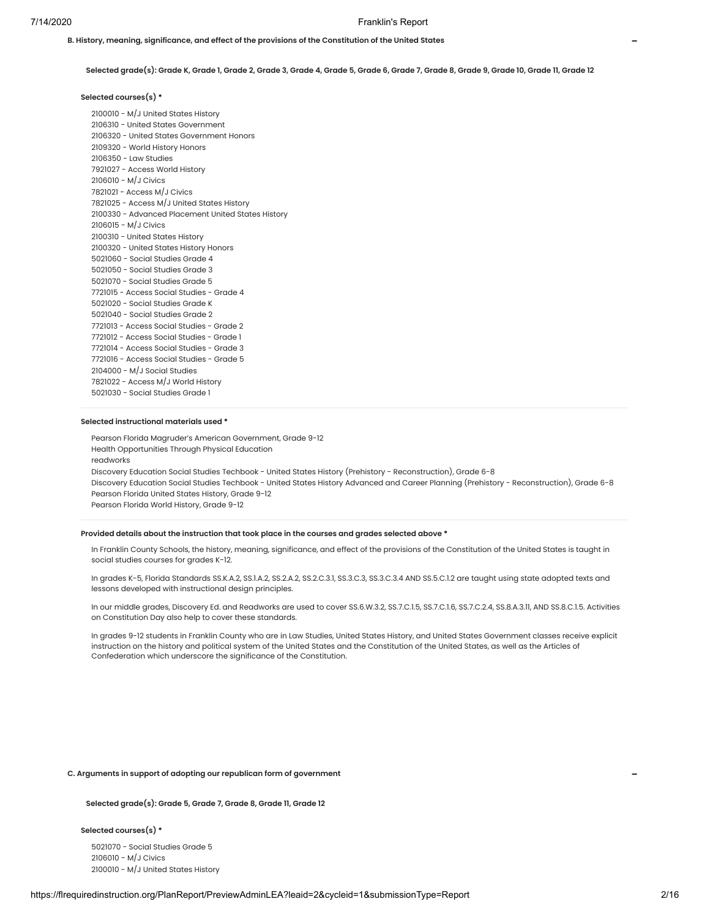### B. History, meaning, significance, and effect of the provisions of the Constitution of the United States

**Selected grade(s): Grade K, Grade 1, Grade 2, Grade 3, Grade 4, Grade 5, Grade 6, Grade 7, Grade 8, Grade 9, Grade 10, Grade 11, Grade 12**

**Selected courses(s) ***

2100010 - M/J United States History
2106310 - United States Government
2106320 - United States Government Honors
2109320 - World History Honors
2106350 - Law Studies
7921027 - Access World History
2106010 - M/J Civics
7821021 - Access M/J Civics
7821025 - Access M/J United States History
2100330 - Advanced Placement United States History
2106015 - M/J Civics
2100310 - United States History
2100320 - United States History Honors
5021060 - Social Studies Grade 4
5021050 - Social Studies Grade 3
5021070 - Social Studies Grade 5
7721015 - Access Social Studies - Grade 4
5021020 - Social Studies Grade K
5021040 - Social Studies Grade 2
7721013 - Access Social Studies - Grade 2
7721012 - Access Social Studies - Grade 1
7721014 - Access Social Studies - Grade 3
7721016 - Access Social Studies - Grade 5
2104000 - M/J Social Studies
7821022 - Access M/J World History
5021030 - Social Studies Grade 1

**Selected instructional materials used ***

Pearson Florida Magruder's American Government, Grade 9-12
Health Opportunities Through Physical Education
readworks
Discovery Education Social Studies Techbook - United States History (Prehistory - Reconstruction), Grade 6-8
Discovery Education Social Studies Techbook - United States History Advanced and Career Planning (Prehistory - Reconstruction), Grade 6-8
Pearson Florida United States History, Grade 9-12
Pearson Florida World History, Grade 9-12

**Provided details about the instruction that took place in the courses and grades selected above ***

In Franklin County Schools, the history, meaning, significance, and effect of the provisions of the Constitution of the United States is taught in social studies courses for grades K-12.

In grades K-5, Florida Standards SS.K.A.2, SS.1.A.2, SS.2.A.2, SS.2.C.3.1, SS.3.C.3, SS.3.C.3.4 AND SS.5.C.1.2 are taught using state adopted texts and lessons developed with instructional design principles.

In our middle grades, Discovery Ed. and Readworks are used to cover SS.6.W.3.2, SS.7.C.1.5, SS.7.C.1.6, SS.7.C.2.4, SS.8.A.3.11, AND SS.8.C.1.5. Activities on Constitution Day also help to cover these standards.

In grades 9-12 students in Franklin County who are in Law Studies, United States History, and United States Government classes receive explicit instruction on the history and political system of the United States and the Constitution of the United States, as well as the Articles of Confederation which underscore the significance of the Constitution.

### C. Arguments in support of adopting our republican form of government

**Selected grade(s): Grade 5, Grade 7, Grade 8, Grade 11, Grade 12**

**Selected courses(s) ***

5021070 - Social Studies Grade 5
2106010 - M/J Civics
2100010 - M/J United States History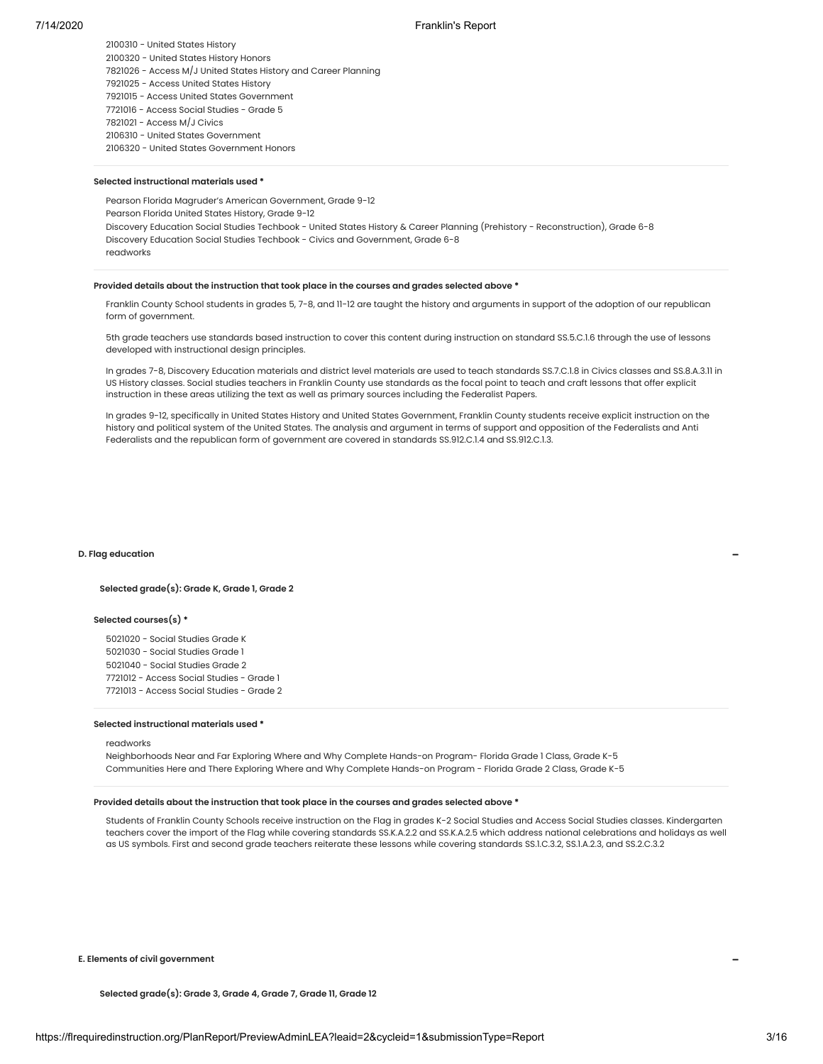2100310 - United States History
2100320 - United States History Honors
7821026 - Access M/J United States History and Career Planning
7921025 - Access United States History
7921015 - Access United States Government
7721016 - Access Social Studies - Grade 5
7821021 - Access M/J Civics
2106310 - United States Government
2106320 - United States Government Honors

**Selected instructional materials used ***

Pearson Florida Magruder's American Government, Grade 9-12
Pearson Florida United States History, Grade 9-12
Discovery Education Social Studies Techbook - United States History & Career Planning (Prehistory - Reconstruction), Grade 6-8
Discovery Education Social Studies Techbook - Civics and Government, Grade 6-8
readworks

**Provided details about the instruction that took place in the courses and grades selected above ***

Franklin County School students in grades 5, 7-8, and 11-12 are taught the history and arguments in support of the adoption of our republican form of government.

5th grade teachers use standards based instruction to cover this content during instruction on standard SS.5.C.1.6 through the use of lessons developed with instructional design principles.

In grades 7-8, Discovery Education materials and district level materials are used to teach standards SS.7.C.1.8 in Civics classes and SS.8.A.3.11 in US History classes. Social studies teachers in Franklin County use standards as the focal point to teach and craft lessons that offer explicit instruction in these areas utilizing the text as well as primary sources including the Federalist Papers.

In grades 9-12, specifically in United States History and United States Government, Franklin County students receive explicit instruction on the history and political system of the United States. The analysis and argument in terms of support and opposition of the Federalists and Anti Federalists and the republican form of government are covered in standards SS.912.C.1.4 and SS.912.C.1.3.

### D. Flag education

**Selected grade(s): Grade K, Grade 1, Grade 2**

**Selected courses(s) ***

5021020 - Social Studies Grade K
5021030 - Social Studies Grade 1
5021040 - Social Studies Grade 2
7721012 - Access Social Studies - Grade 1
7721013 - Access Social Studies - Grade 2

**Selected instructional materials used ***

readworks
Neighborhoods Near and Far Exploring Where and Why Complete Hands-on Program- Florida Grade 1 Class, Grade K-5
Communities Here and There Exploring Where and Why Complete Hands-on Program - Florida Grade 2 Class, Grade K-5

**Provided details about the instruction that took place in the courses and grades selected above ***

Students of Franklin County Schools receive instruction on the Flag in grades K-2 Social Studies and Access Social Studies classes. Kindergarten teachers cover the import of the Flag while covering standards SS.K.A.2.2 and SS.K.A.2.5 which address national celebrations and holidays as well as US symbols. First and second grade teachers reiterate these lessons while covering standards SS.1.C.3.2, SS.1.A.2.3, and SS.2.C.3.2

### E. Elements of civil government

**Selected grade(s): Grade 3, Grade 4, Grade 7, Grade 11, Grade 12**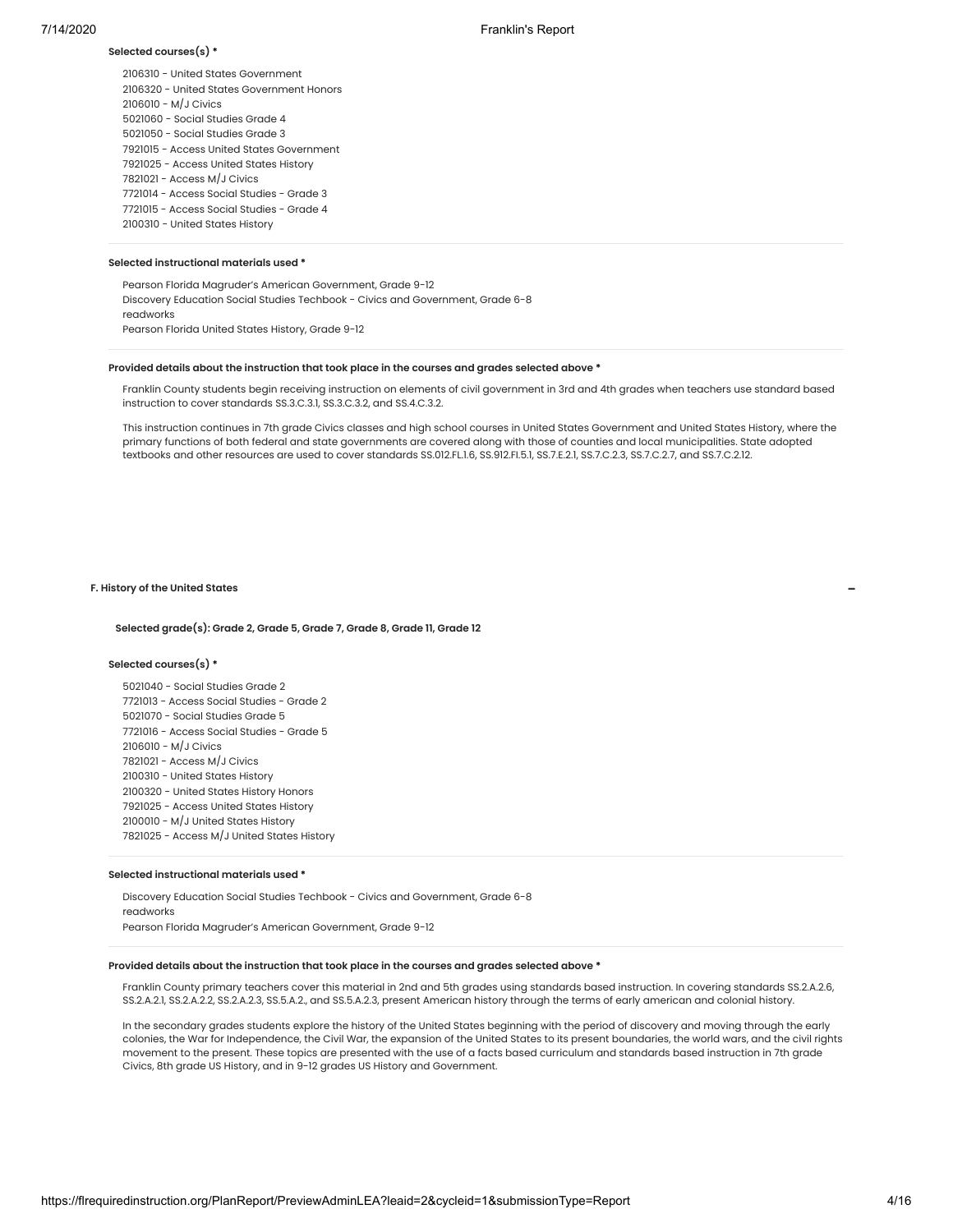**Selected courses(s) ***

2106310 - United States Government
2106320 - United States Government Honors
2106010 - M/J Civics
5021060 - Social Studies Grade 4
5021050 - Social Studies Grade 3
7921015 - Access United States Government
7921025 - Access United States History
7821021 - Access M/J Civics
7721014 - Access Social Studies - Grade 3
7721015 - Access Social Studies - Grade 4
2100310 - United States History

**Selected instructional materials used ***

Pearson Florida Magruder's American Government, Grade 9-12
Discovery Education Social Studies Techbook - Civics and Government, Grade 6-8
readworks
Pearson Florida United States History, Grade 9-12

**Provided details about the instruction that took place in the courses and grades selected above ***

Franklin County students begin receiving instruction on elements of civil government in 3rd and 4th grades when teachers use standard based instruction to cover standards SS.3.C.3.1, SS.3.C.3.2, and SS.4.C.3.2.

This instruction continues in 7th grade Civics classes and high school courses in United States Government and United States History, where the primary functions of both federal and state governments are covered along with those of counties and local municipalities. State adopted textbooks and other resources are used to cover standards SS.012.FL.1.6, SS.912.FI.5.1, SS.7.E.2.1, SS.7.C.2.3, SS.7.C.2.7, and SS.7.C.2.12.

## F. History of the United States

**Selected grade(s): Grade 2, Grade 5, Grade 7, Grade 8, Grade 11, Grade 12**

**Selected courses(s) ***

5021040 - Social Studies Grade 2
7721013 - Access Social Studies - Grade 2
5021070 - Social Studies Grade 5
7721016 - Access Social Studies - Grade 5
2106010 - M/J Civics
7821021 - Access M/J Civics
2100310 - United States History
2100320 - United States History Honors
7921025 - Access United States History
2100010 - M/J United States History
7821025 - Access M/J United States History

**Selected instructional materials used ***

Discovery Education Social Studies Techbook - Civics and Government, Grade 6-8
readworks
Pearson Florida Magruder's American Government, Grade 9-12

**Provided details about the instruction that took place in the courses and grades selected above ***

Franklin County primary teachers cover this material in 2nd and 5th grades using standards based instruction. In covering standards SS.2.A.2.6, SS.2.A.2.1, SS.2.A.2.2, SS.2.A.2.3, SS.5.A.2., and SS.5.A.2.3, present American history through the terms of early american and colonial history.

In the secondary grades students explore the history of the United States beginning with the period of discovery and moving through the early colonies, the War for Independence, the Civil War, the expansion of the United States to its present boundaries, the world wars, and the civil rights movement to the present. These topics are presented with the use of a facts based curriculum and standards based instruction in 7th grade Civics, 8th grade US History, and in 9-12 grades US History and Government.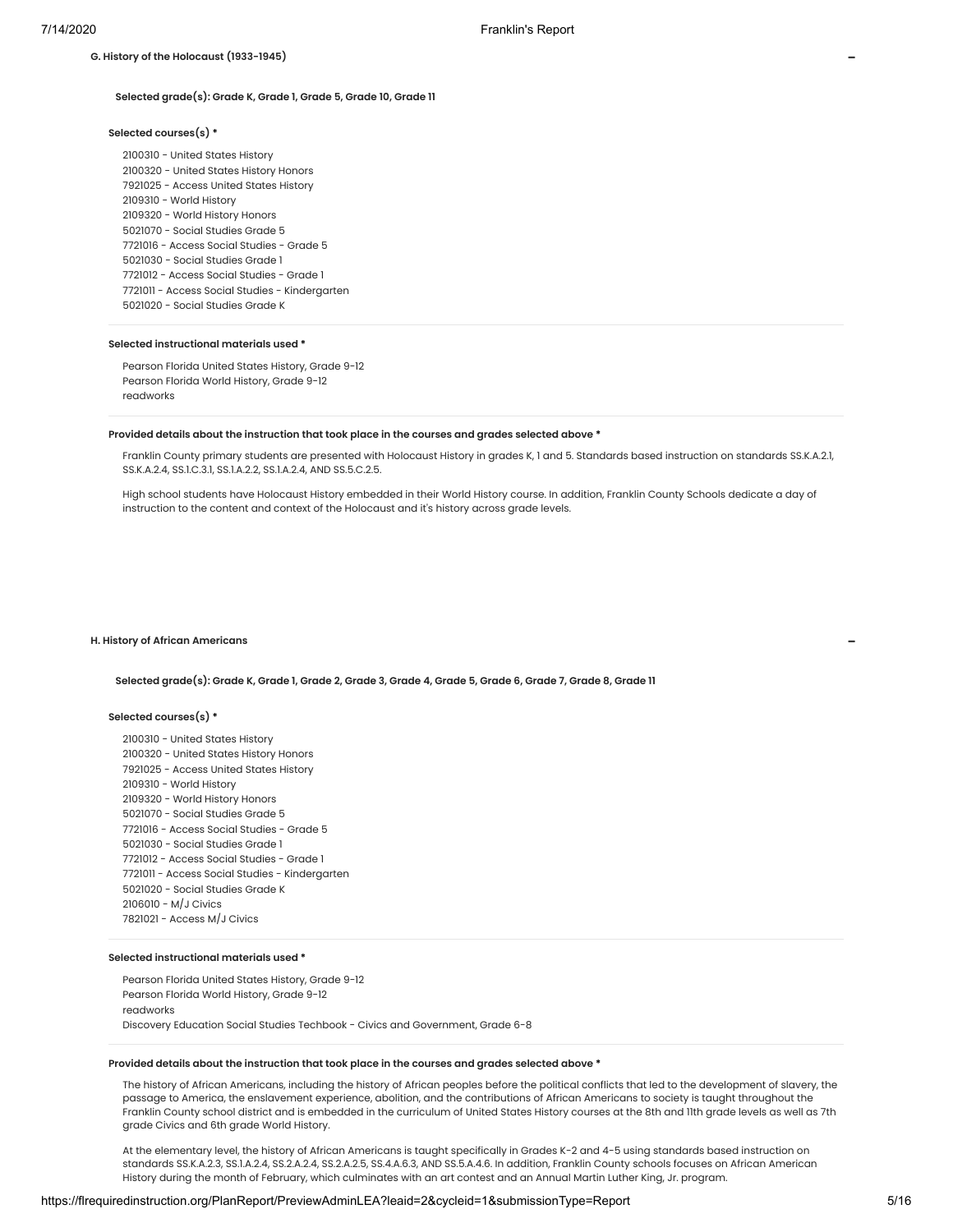### G. History of the Holocaust (1933-1945)

**Selected grade(s): Grade K, Grade 1, Grade 5, Grade 10, Grade 11**

**Selected courses(s) ***

2100310 - United States History
2100320 - United States History Honors
7921025 - Access United States History
2109310 - World History
2109320 - World History Honors
5021070 - Social Studies Grade 5
7721016 - Access Social Studies - Grade 5
5021030 - Social Studies Grade 1
7721012 - Access Social Studies - Grade 1
7721011 - Access Social Studies - Kindergarten
5021020 - Social Studies Grade K

**Selected instructional materials used ***

Pearson Florida United States History, Grade 9-12
Pearson Florida World History, Grade 9-12
readworks

**Provided details about the instruction that took place in the courses and grades selected above ***

Franklin County primary students are presented with Holocaust History in grades K, 1 and 5. Standards based instruction on standards SS.K.A.2.1, SS.K.A.2.4, SS.1.C.3.1, SS.1.A.2.2, SS.1.A.2.4, AND SS.5.C.2.5.

High school students have Holocaust History embedded in their World History course. In addition, Franklin County Schools dedicate a day of instruction to the content and context of the Holocaust and it's history across grade levels.

### H. History of African Americans

**Selected grade(s): Grade K, Grade 1, Grade 2, Grade 3, Grade 4, Grade 5, Grade 6, Grade 7, Grade 8, Grade 11**

**Selected courses(s) ***

2100310 - United States History
2100320 - United States History Honors
7921025 - Access United States History
2109310 - World History
2109320 - World History Honors
5021070 - Social Studies Grade 5
7721016 - Access Social Studies - Grade 5
5021030 - Social Studies Grade 1
7721012 - Access Social Studies - Grade 1
7721011 - Access Social Studies - Kindergarten
5021020 - Social Studies Grade K
2106010 - M/J Civics
7821021 - Access M/J Civics

**Selected instructional materials used ***

Pearson Florida United States History, Grade 9-12
Pearson Florida World History, Grade 9-12
readworks
Discovery Education Social Studies Techbook - Civics and Government, Grade 6-8

**Provided details about the instruction that took place in the courses and grades selected above ***

The history of African Americans, including the history of African peoples before the political conflicts that led to the development of slavery, the passage to America, the enslavement experience, abolition, and the contributions of African Americans to society is taught throughout the Franklin County school district and is embedded in the curriculum of United States History courses at the 8th and 11th grade levels as well as 7th grade Civics and 6th grade World History.

At the elementary level, the history of African Americans is taught specifically in Grades K-2 and 4-5 using standards based instruction on standards SS.K.A.2.3, SS.1.A.2.4, SS.2.A.2.4, SS.2.A.2.5, SS.4.A.6.3, AND SS.5.A.4.6. In addition, Franklin County schools focuses on African American History during the month of February, which culminates with an art contest and an Annual Martin Luther King, Jr. program.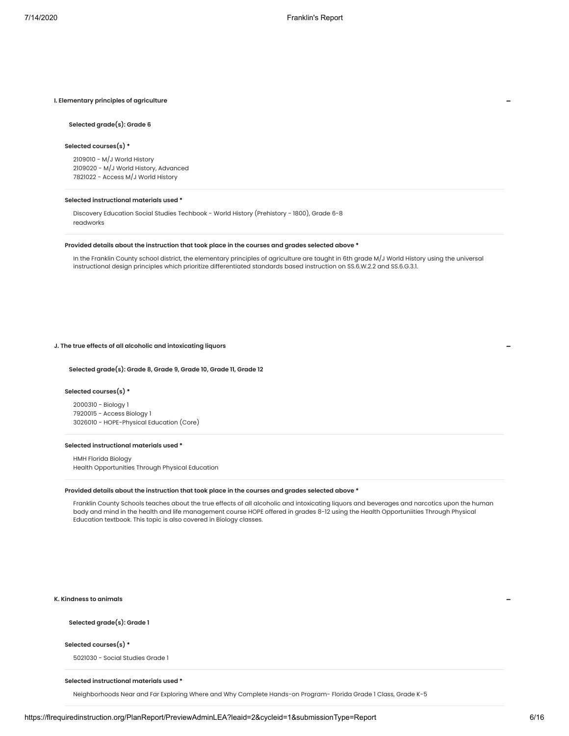### I. Elementary principles of agriculture

**Selected grade(s): Grade 6**

**Selected courses(s) \***

2109010 - M/J World History
2109020 - M/J World History, Advanced
7821022 - Access M/J World History

**Selected instructional materials used \***

Discovery Education Social Studies Techbook - World History (Prehistory - 1800), Grade 6-8
readworks

**Provided details about the instruction that took place in the courses and grades selected above \***

In the Franklin County school district, the elementary principles of agriculture are taught in 6th grade M/J World History using the universal instructional design principles which prioritize differentiated standards based instruction on SS.6.W.2.2 and SS.6.G.3.1.

### J. The true effects of all alcoholic and intoxicating liquors

**Selected grade(s): Grade 8, Grade 9, Grade 10, Grade 11, Grade 12**

**Selected courses(s) \***

2000310 - Biology 1
7920015 - Access Biology 1
3026010 - HOPE-Physical Education (Core)

**Selected instructional materials used \***

HMH Florida Biology
Health Opportunities Through Physical Education

**Provided details about the instruction that took place in the courses and grades selected above \***

Franklin County Schools teaches about the true effects of all alcoholic and intoxicating liquors and beverages and narcotics upon the human body and mind in the health and life management course HOPE offered in grades 8-12 using the Health Opportuniities Through Physical Education textbook. This topic is also covered in Biology classes.

### K. Kindness to animals

**Selected grade(s): Grade 1**

**Selected courses(s) \***

5021030 - Social Studies Grade 1

**Selected instructional materials used \***

Neighborhoods Near and Far Exploring Where and Why Complete Hands-on Program- Florida Grade 1 Class, Grade K-5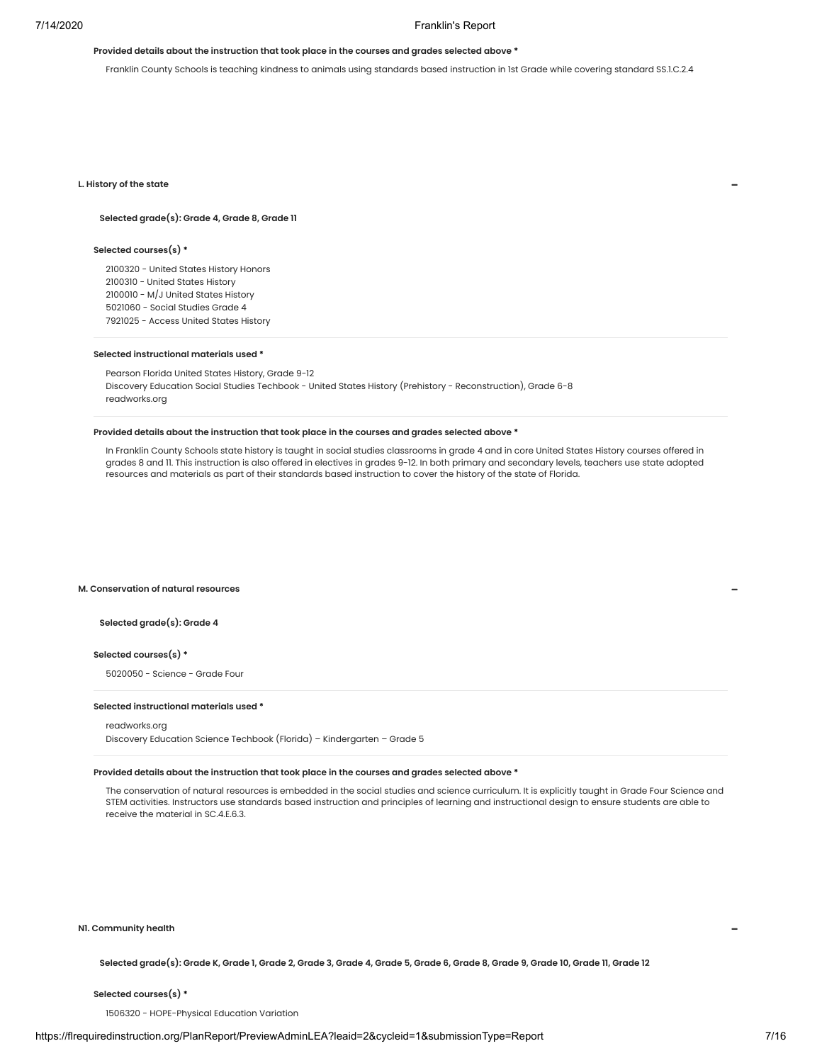**Provided details about the instruction that took place in the courses and grades selected above ***

Franklin County Schools is teaching kindness to animals using standards based instruction in 1st Grade while covering standard SS.1.C.2.4

### L. History of the state

**Selected grade(s): Grade 4, Grade 8, Grade 11**

**Selected courses(s) ***

2100320 - United States History Honors
2100310 - United States History
2100010 - M/J United States History
5021060 - Social Studies Grade 4
7921025 - Access United States History

**Selected instructional materials used ***

Pearson Florida United States History, Grade 9-12
Discovery Education Social Studies Techbook - United States History (Prehistory - Reconstruction), Grade 6-8
readworks.org

**Provided details about the instruction that took place in the courses and grades selected above ***

In Franklin County Schools state history is taught in social studies classrooms in grade 4 and in core United States History courses offered in grades 8 and 11. This instruction is also offered in electives in grades 9-12. In both primary and secondary levels, teachers use state adopted resources and materials as part of their standards based instruction to cover the history of the state of Florida.

### M. Conservation of natural resources

**Selected grade(s): Grade 4**

**Selected courses(s) ***

5020050 - Science - Grade Four

**Selected instructional materials used ***

readworks.org
Discovery Education Science Techbook (Florida) – Kindergarten – Grade 5

**Provided details about the instruction that took place in the courses and grades selected above ***

The conservation of natural resources is embedded in the social studies and science curriculum. It is explicitly taught in Grade Four Science and STEM activities. Instructors use standards based instruction and principles of learning and instructional design to ensure students are able to receive the material in SC.4.E.6.3.

### N1. Community health

**Selected grade(s): Grade K, Grade 1, Grade 2, Grade 3, Grade 4, Grade 5, Grade 6, Grade 8, Grade 9, Grade 10, Grade 11, Grade 12**

**Selected courses(s) ***

1506320 - HOPE-Physical Education Variation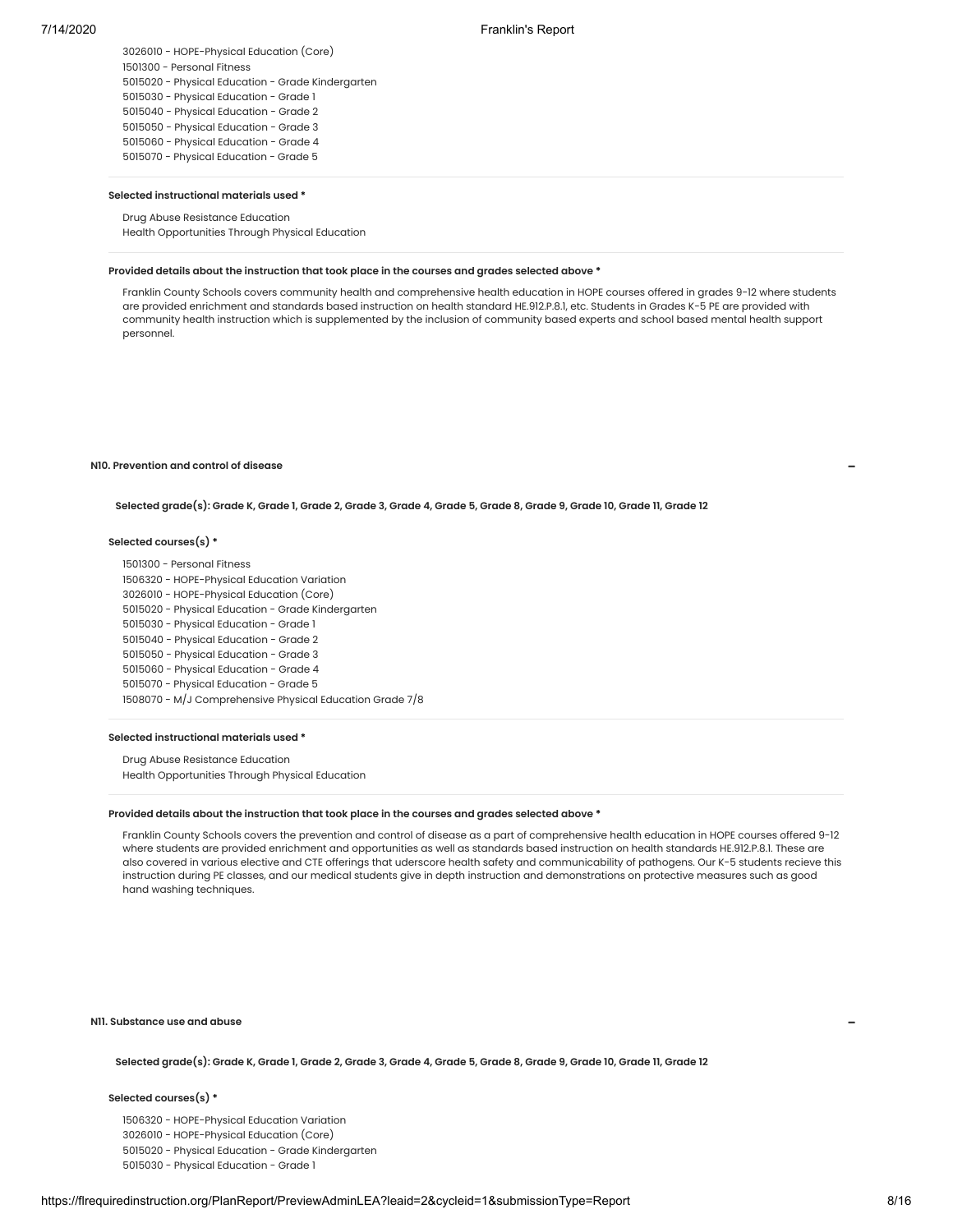3026010 - HOPE-Physical Education (Core)
1501300 - Personal Fitness
5015020 - Physical Education - Grade Kindergarten
5015030 - Physical Education - Grade 1
5015040 - Physical Education - Grade 2
5015050 - Physical Education - Grade 3
5015060 - Physical Education - Grade 4
5015070 - Physical Education - Grade 5

**Selected instructional materials used \***

Drug Abuse Resistance Education
Health Opportunities Through Physical Education

**Provided details about the instruction that took place in the courses and grades selected above \***

Franklin County Schools covers community health and comprehensive health education in HOPE courses offered in grades 9-12 where students are provided enrichment and standards based instruction on health standard HE.912.P.8.1, etc. Students in Grades K-5 PE are provided with community health instruction which is supplemented by the inclusion of community based experts and school based mental health support personnel.

### N10. Prevention and control of disease

**Selected grade(s): Grade K, Grade 1, Grade 2, Grade 3, Grade 4, Grade 5, Grade 8, Grade 9, Grade 10, Grade 11, Grade 12**

**Selected courses(s) \***

1501300 - Personal Fitness
1506320 - HOPE-Physical Education Variation
3026010 - HOPE-Physical Education (Core)
5015020 - Physical Education - Grade Kindergarten
5015030 - Physical Education - Grade 1
5015040 - Physical Education - Grade 2
5015050 - Physical Education - Grade 3
5015060 - Physical Education - Grade 4
5015070 - Physical Education - Grade 5
1508070 - M/J Comprehensive Physical Education Grade 7/8

**Selected instructional materials used \***

Drug Abuse Resistance Education
Health Opportunities Through Physical Education

**Provided details about the instruction that took place in the courses and grades selected above \***

Franklin County Schools covers the prevention and control of disease as a part of comprehensive health education in HOPE courses offered 9-12 where students are provided enrichment and opportunities as well as standards based instruction on health standards HE.912.P.8.1. These are also covered in various elective and CTE offerings that uderscore health safety and communicability of pathogens. Our K-5 students recieve this instruction during PE classes, and our medical students give in depth instruction and demonstrations on protective measures such as good hand washing techniques.

### N11. Substance use and abuse

**Selected grade(s): Grade K, Grade 1, Grade 2, Grade 3, Grade 4, Grade 5, Grade 8, Grade 9, Grade 10, Grade 11, Grade 12**

**Selected courses(s) \***

1506320 - HOPE-Physical Education Variation
3026010 - HOPE-Physical Education (Core)
5015020 - Physical Education - Grade Kindergarten
5015030 - Physical Education - Grade 1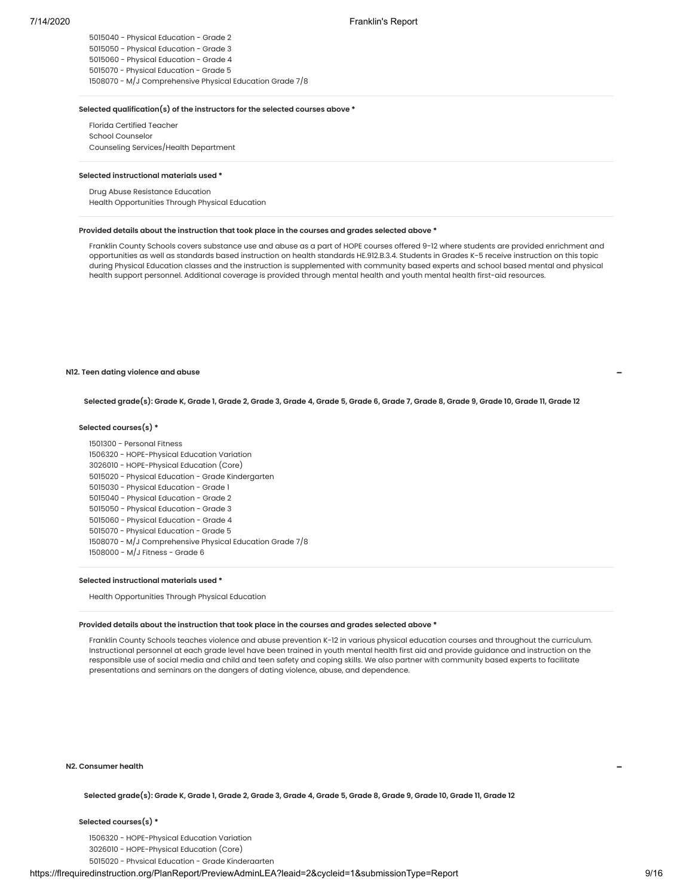5015040 - Physical Education - Grade 2
5015050 - Physical Education - Grade 3
5015060 - Physical Education - Grade 4
5015070 - Physical Education - Grade 5
1508070 - M/J Comprehensive Physical Education Grade 7/8

**Selected qualification(s) of the instructors for the selected courses above ***

Florida Certified Teacher
School Counselor
Counseling Services/Health Department

**Selected instructional materials used ***

Drug Abuse Resistance Education
Health Opportunities Through Physical Education

**Provided details about the instruction that took place in the courses and grades selected above ***

Franklin County Schools covers substance use and abuse as a part of HOPE courses offered 9-12 where students are provided enrichment and opportunities as well as standards based instruction on health standards HE.912.B.3.4. Students in Grades K-5 receive instruction on this topic during Physical Education classes and the instruction is supplemented with community based experts and school based mental and physical health support personnel. Additional coverage is provided through mental health and youth mental health first-aid resources.

### N12. Teen dating violence and abuse

**Selected grade(s): Grade K, Grade 1, Grade 2, Grade 3, Grade 4, Grade 5, Grade 6, Grade 7, Grade 8, Grade 9, Grade 10, Grade 11, Grade 12**

**Selected courses(s) ***

1501300 - Personal Fitness
1506320 - HOPE-Physical Education Variation
3026010 - HOPE-Physical Education (Core)
5015020 - Physical Education - Grade Kindergarten
5015030 - Physical Education - Grade 1
5015040 - Physical Education - Grade 2
5015050 - Physical Education - Grade 3
5015060 - Physical Education - Grade 4
5015070 - Physical Education - Grade 5
1508070 - M/J Comprehensive Physical Education Grade 7/8
1508000 - M/J Fitness - Grade 6

**Selected instructional materials used ***

Health Opportunities Through Physical Education

**Provided details about the instruction that took place in the courses and grades selected above ***

Franklin County Schools teaches violence and abuse prevention K-12 in various physical education courses and throughout the curriculum. Instructional personnel at each grade level have been trained in youth mental health first aid and provide guidance and instruction on the responsible use of social media and child and teen safety and coping skills. We also partner with community based experts to facilitate presentations and seminars on the dangers of dating violence, abuse, and dependence.

### N2. Consumer health

**Selected grade(s): Grade K, Grade 1, Grade 2, Grade 3, Grade 4, Grade 5, Grade 8, Grade 9, Grade 10, Grade 11, Grade 12**

**Selected courses(s) ***

1506320 - HOPE-Physical Education Variation
3026010 - HOPE-Physical Education (Core)
5015020 - Physical Education - Grade Kindergarten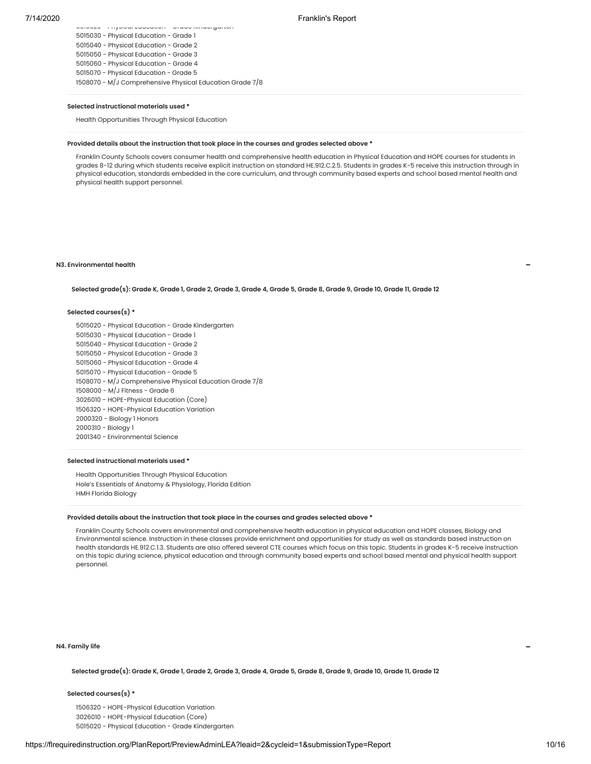5015020 - Physical Education - Grade Kindergarten
5015030 - Physical Education - Grade 1
5015040 - Physical Education - Grade 2
5015050 - Physical Education - Grade 3
5015060 - Physical Education - Grade 4
5015070 - Physical Education - Grade 5
1508070 - M/J Comprehensive Physical Education Grade 7/8

**Selected instructional materials used ***

Health Opportunities Through Physical Education

**Provided details about the instruction that took place in the courses and grades selected above ***

Franklin County Schools covers consumer health and comprehensive health education in Physical Education and HOPE courses for students in grades 8-12 during which students receive explicit instruction on standard HE.912.C.2.5. Students in grades K-5 receive this instruction through in physical education, standards embedded in the core curriculum, and through community based experts and school based mental health and physical health support personnel.

### N3. Environmental health

**Selected grade(s): Grade K, Grade 1, Grade 2, Grade 3, Grade 4, Grade 5, Grade 8, Grade 9, Grade 10, Grade 11, Grade 12**

**Selected courses(s) ***

5015020 - Physical Education - Grade Kindergarten
5015030 - Physical Education - Grade 1
5015040 - Physical Education - Grade 2
5015050 - Physical Education - Grade 3
5015060 - Physical Education - Grade 4
5015070 - Physical Education - Grade 5
1508070 - M/J Comprehensive Physical Education Grade 7/8
1508000 - M/J Fitness - Grade 6
3026010 - HOPE-Physical Education (Core)
1506320 - HOPE-Physical Education Variation
2000320 - Biology 1 Honors
2000310 - Biology 1
2001340 - Environmental Science

**Selected instructional materials used ***

Health Opportunities Through Physical Education
Hole's Essentials of Anatomy & Physiology, Florida Edition
HMH Florida Biology

**Provided details about the instruction that took place in the courses and grades selected above ***

Franklin County Schools covers environmental and comprehensive health education in physical education and HOPE classes, Biology and Environmental science. Instruction in these classes provide enrichment and opportunities for study as well as standards based instruction on health standards HE.912.C.1.3. Students are also offered several CTE courses which focus on this topic. Students in grades K-5 receive instruction on this topic during science, physical education and through community based experts and school based mental and physical health support personnel.

### N4. Family life

**Selected grade(s): Grade K, Grade 1, Grade 2, Grade 3, Grade 4, Grade 5, Grade 8, Grade 9, Grade 10, Grade 11, Grade 12**

**Selected courses(s) ***

1506320 - HOPE-Physical Education Variation
3026010 - HOPE-Physical Education (Core)
5015020 - Physical Education - Grade Kindergarten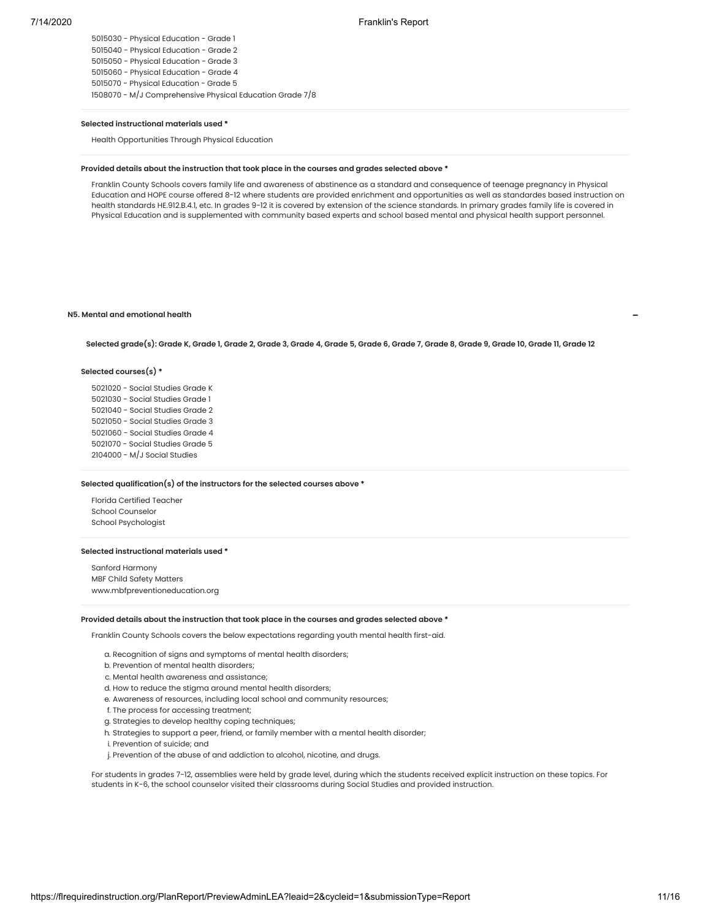5015030 - Physical Education - Grade 1
5015040 - Physical Education - Grade 2
5015050 - Physical Education - Grade 3
5015060 - Physical Education - Grade 4
5015070 - Physical Education - Grade 5
1508070 - M/J Comprehensive Physical Education Grade 7/8

**Selected instructional materials used ***

Health Opportunities Through Physical Education

**Provided details about the instruction that took place in the courses and grades selected above ***

Franklin County Schools covers family life and awareness of abstinence as a standard and consequence of teenage pregnancy in Physical Education and HOPE course offered 8-12 where students are provided enrichment and opportunities as well as standardes based instruction on health standards HE.912.B.4.1, etc. In grades 9-12 it is covered by extension of the science standards. In primary grades family life is covered in Physical Education and is supplemented with community based experts and school based mental and physical health support personnel.

### N5. Mental and emotional health

**Selected grade(s): Grade K, Grade 1, Grade 2, Grade 3, Grade 4, Grade 5, Grade 6, Grade 7, Grade 8, Grade 9, Grade 10, Grade 11, Grade 12**

**Selected courses(s) ***

5021020 - Social Studies Grade K
5021030 - Social Studies Grade 1
5021040 - Social Studies Grade 2
5021050 - Social Studies Grade 3
5021060 - Social Studies Grade 4
5021070 - Social Studies Grade 5
2104000 - M/J Social Studies

**Selected qualification(s) of the instructors for the selected courses above ***

Florida Certified Teacher
School Counselor
School Psychologist

**Selected instructional materials used ***

Sanford Harmony
MBF Child Safety Matters
www.mbfpreventioneducation.org

**Provided details about the instruction that took place in the courses and grades selected above ***

Franklin County Schools covers the below expectations regarding youth mental health first-aid.

a. Recognition of signs and symptoms of mental health disorders;
b. Prevention of mental health disorders;
c. Mental health awareness and assistance;
d. How to reduce the stigma around mental health disorders;
e. Awareness of resources, including local school and community resources;
f. The process for accessing treatment;
g. Strategies to develop healthy coping techniques;
h. Strategies to support a peer, friend, or family member with a mental health disorder;
i. Prevention of suicide; and
j. Prevention of the abuse of and addiction to alcohol, nicotine, and drugs.

For students in grades 7-12, assemblies were held by grade level, during which the students received explicit instruction on these topics. For students in K-6, the school counselor visited their classrooms during Social Studies and provided instruction.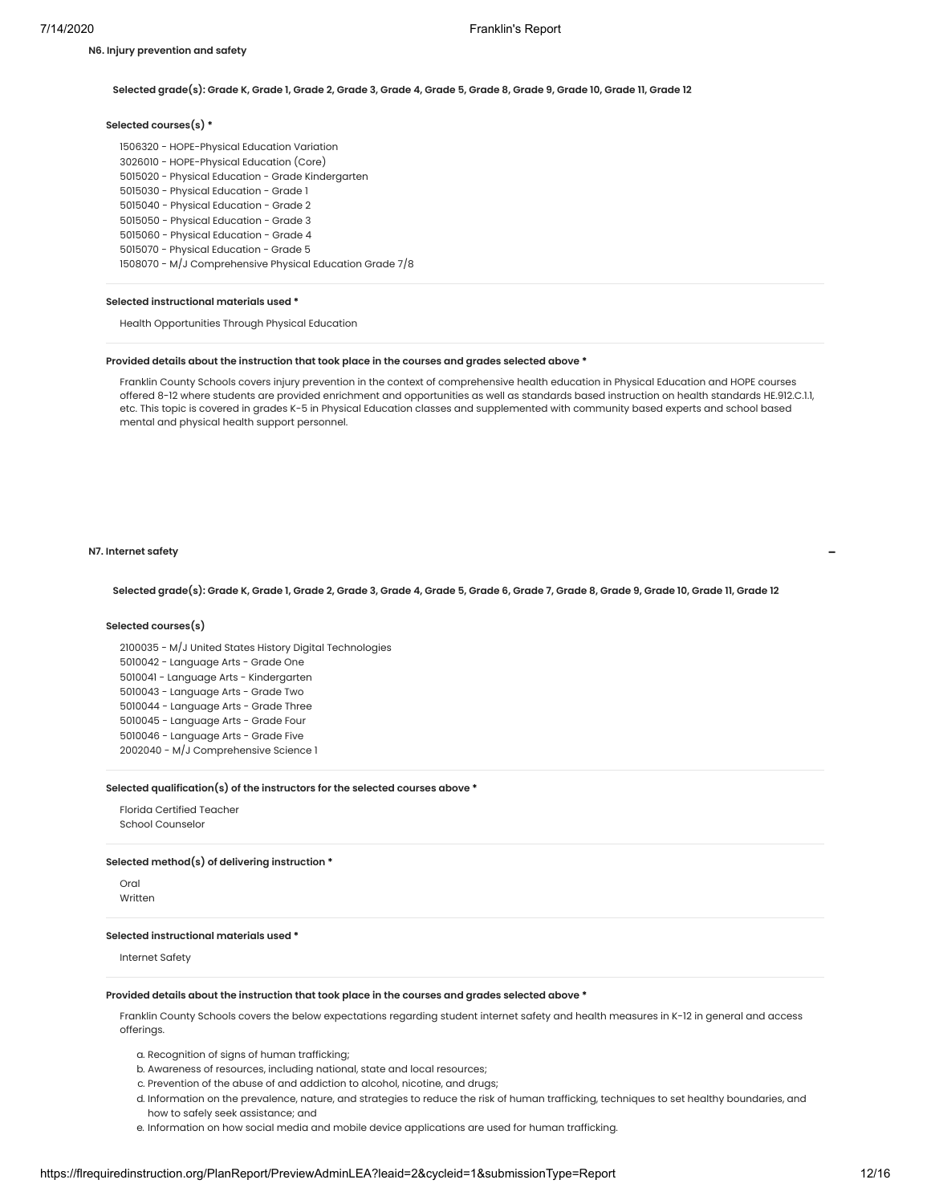### N6. Injury prevention and safety

**Selected grade(s): Grade K, Grade 1, Grade 2, Grade 3, Grade 4, Grade 5, Grade 8, Grade 9, Grade 10, Grade 11, Grade 12**

**Selected courses(s) ***

1506320 - HOPE-Physical Education Variation
3026010 - HOPE-Physical Education (Core)
5015020 - Physical Education - Grade Kindergarten
5015030 - Physical Education - Grade 1
5015040 - Physical Education - Grade 2
5015050 - Physical Education - Grade 3
5015060 - Physical Education - Grade 4
5015070 - Physical Education - Grade 5
1508070 - M/J Comprehensive Physical Education Grade 7/8

**Selected instructional materials used ***

Health Opportunities Through Physical Education

**Provided details about the instruction that took place in the courses and grades selected above ***

Franklin County Schools covers injury prevention in the context of comprehensive health education in Physical Education and HOPE courses offered 8-12 where students are provided enrichment and opportunities as well as standards based instruction on health standards HE.912.C.1.1, etc. This topic is covered in grades K-5 in Physical Education classes and supplemented with community based experts and school based mental and physical health support personnel.

### N7. Internet safety

**Selected grade(s): Grade K, Grade 1, Grade 2, Grade 3, Grade 4, Grade 5, Grade 6, Grade 7, Grade 8, Grade 9, Grade 10, Grade 11, Grade 12**

**Selected courses(s)**

2100035 - M/J United States History Digital Technologies
5010042 - Language Arts - Grade One
5010041 - Language Arts - Kindergarten
5010043 - Language Arts - Grade Two
5010044 - Language Arts - Grade Three
5010045 - Language Arts - Grade Four
5010046 - Language Arts - Grade Five
2002040 - M/J Comprehensive Science 1

**Selected qualification(s) of the instructors for the selected courses above ***

Florida Certified Teacher
School Counselor

**Selected method(s) of delivering instruction ***

Oral
Written

**Selected instructional materials used ***

Internet Safety

**Provided details about the instruction that took place in the courses and grades selected above ***

Franklin County Schools covers the below expectations regarding student internet safety and health measures in K-12 in general and access offerings.

a. Recognition of signs of human trafficking;
b. Awareness of resources, including national, state and local resources;
c. Prevention of the abuse of and addiction to alcohol, nicotine, and drugs;
d. Information on the prevalence, nature, and strategies to reduce the risk of human trafficking, techniques to set healthy boundaries, and how to safely seek assistance; and
e. Information on how social media and mobile device applications are used for human trafficking.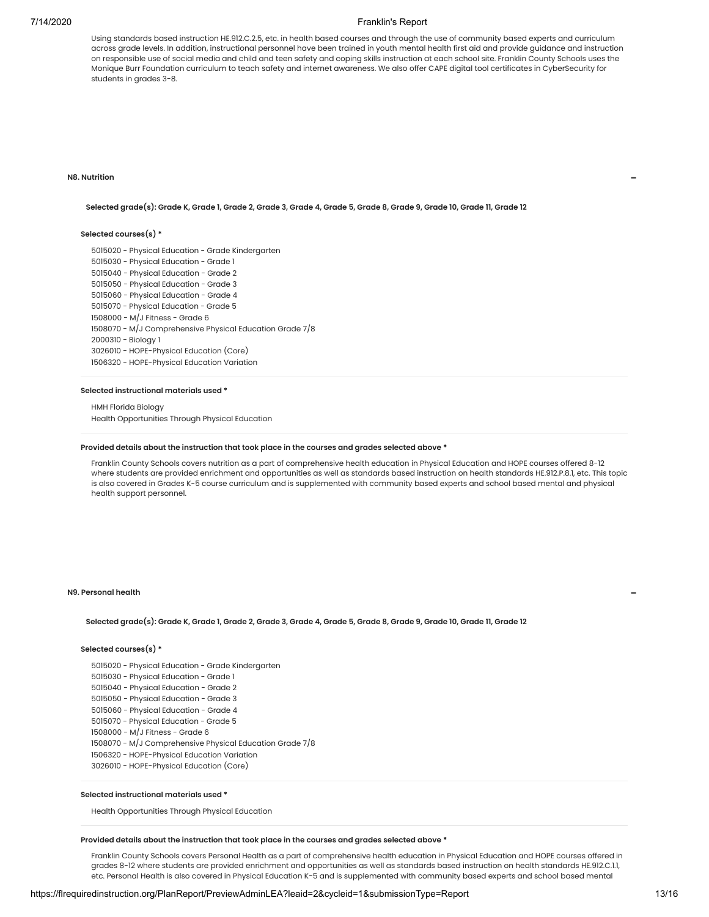Using standards based instruction HE.912.C.2.5, etc. in health based courses and through the use of community based experts and curriculum across grade levels. In addition, instructional personnel have been trained in youth mental health first aid and provide guidance and instruction on responsible use of social media and child and teen safety and coping skills instruction at each school site. Franklin County Schools uses the Monique Burr Foundation curriculum to teach safety and internet awareness. We also offer CAPE digital tool certificates in CyberSecurity for students in grades 3-8.

### N8. Nutrition

**Selected grade(s): Grade K, Grade 1, Grade 2, Grade 3, Grade 4, Grade 5, Grade 8, Grade 9, Grade 10, Grade 11, Grade 12**

**Selected courses(s) \***

5015020 - Physical Education - Grade Kindergarten
5015030 - Physical Education - Grade 1
5015040 - Physical Education - Grade 2
5015050 - Physical Education - Grade 3
5015060 - Physical Education - Grade 4
5015070 - Physical Education - Grade 5
1508000 - M/J Fitness - Grade 6
1508070 - M/J Comprehensive Physical Education Grade 7/8
2000310 - Biology 1
3026010 - HOPE-Physical Education (Core)
1506320 - HOPE-Physical Education Variation

**Selected instructional materials used \***

HMH Florida Biology
Health Opportunities Through Physical Education

**Provided details about the instruction that took place in the courses and grades selected above \***

Franklin County Schools covers nutrition as a part of comprehensive health education in Physical Education and HOPE courses offered 8-12 where students are provided enrichment and opportunities as well as standards based instruction on health standards HE.912.P.8.1, etc. This topic is also covered in Grades K-5 course curriculum and is supplemented with community based experts and school based mental and physical health support personnel.

### N9. Personal health

**Selected grade(s): Grade K, Grade 1, Grade 2, Grade 3, Grade 4, Grade 5, Grade 8, Grade 9, Grade 10, Grade 11, Grade 12**

**Selected courses(s) \***

5015020 - Physical Education - Grade Kindergarten
5015030 - Physical Education - Grade 1
5015040 - Physical Education - Grade 2
5015050 - Physical Education - Grade 3
5015060 - Physical Education - Grade 4
5015070 - Physical Education - Grade 5
1508000 - M/J Fitness - Grade 6
1508070 - M/J Comprehensive Physical Education Grade 7/8
1506320 - HOPE-Physical Education Variation
3026010 - HOPE-Physical Education (Core)

**Selected instructional materials used \***

Health Opportunities Through Physical Education

**Provided details about the instruction that took place in the courses and grades selected above \***

Franklin County Schools covers Personal Health as a part of comprehensive health education in Physical Education and HOPE courses offered in grades 8-12 where students are provided enrichment and opportunities as well as standards based instruction on health standards HE.912.C.1.1, etc. Personal Health is also covered in Physical Education K-5 and is supplemented with community based experts and school based mental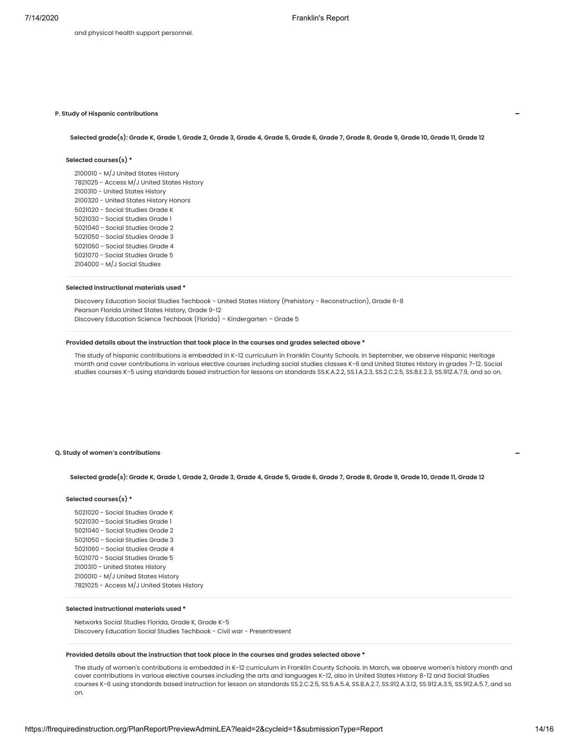and physical health support personnel.

### P. Study of Hispanic contributions

**Selected grade(s): Grade K, Grade 1, Grade 2, Grade 3, Grade 4, Grade 5, Grade 6, Grade 7, Grade 8, Grade 9, Grade 10, Grade 11, Grade 12**

**Selected courses(s) ***

2100010 - M/J United States History
7821025 - Access M/J United States History
2100310 - United States History
2100320 - United States History Honors
5021020 - Social Studies Grade K
5021030 - Social Studies Grade 1
5021040 - Social Studies Grade 2
5021050 - Social Studies Grade 3
5021060 - Social Studies Grade 4
5021070 - Social Studies Grade 5
2104000 - M/J Social Studies

**Selected instructional materials used ***

Discovery Education Social Studies Techbook - United States History (Prehistory - Reconstruction), Grade 6-8
Pearson Florida United States History, Grade 9-12
Discovery Education Science Techbook (Florida) – Kindergarten – Grade 5

**Provided details about the instruction that took place in the courses and grades selected above ***

The study of hispanic contributions is embedded in K-12 curriculum in Franklin County Schools. In September, we observe Hispanic Heritage month and cover contributions in various elective courses including social studies classes K-6 and United States History in grades 7-12. Social studies courses K-5 using standards based instruction for lessons on standards SS.K.A.2.2, SS.1.A.2.3, SS.2.C.2.5, SS.8.E.2.3, SS.912.A.7.9, and so on.

### Q. Study of women's contributions

**Selected grade(s): Grade K, Grade 1, Grade 2, Grade 3, Grade 4, Grade 5, Grade 6, Grade 7, Grade 8, Grade 9, Grade 10, Grade 11, Grade 12**

**Selected courses(s) ***

5021020 - Social Studies Grade K
5021030 - Social Studies Grade 1
5021040 - Social Studies Grade 2
5021050 - Social Studies Grade 3
5021060 - Social Studies Grade 4
5021070 - Social Studies Grade 5
2100310 - United States History
2100010 - M/J United States History
7821025 - Access M/J United States History

**Selected instructional materials used ***

Networks Social Studies Florida, Grade K, Grade K-5
Discovery Education Social Studies Techbook - Civil war - Presentresent

**Provided details about the instruction that took place in the courses and grades selected above ***

The study of women's contributions is embedded in K-12 curriculum in Franklin County Schools. In March, we observe women's history month and cover contributions in various elective courses including the arts and languages K-12, also in United States History 8-12 and Social Studies courses K-6 using standards based instruction for lesson on standards SS.2.C.2.5, SS.5.A.5.4, SS.8.A.2.7, SS.912.A.3.12, SS.912.A.3.5, SS.912.A.5.7, and so on.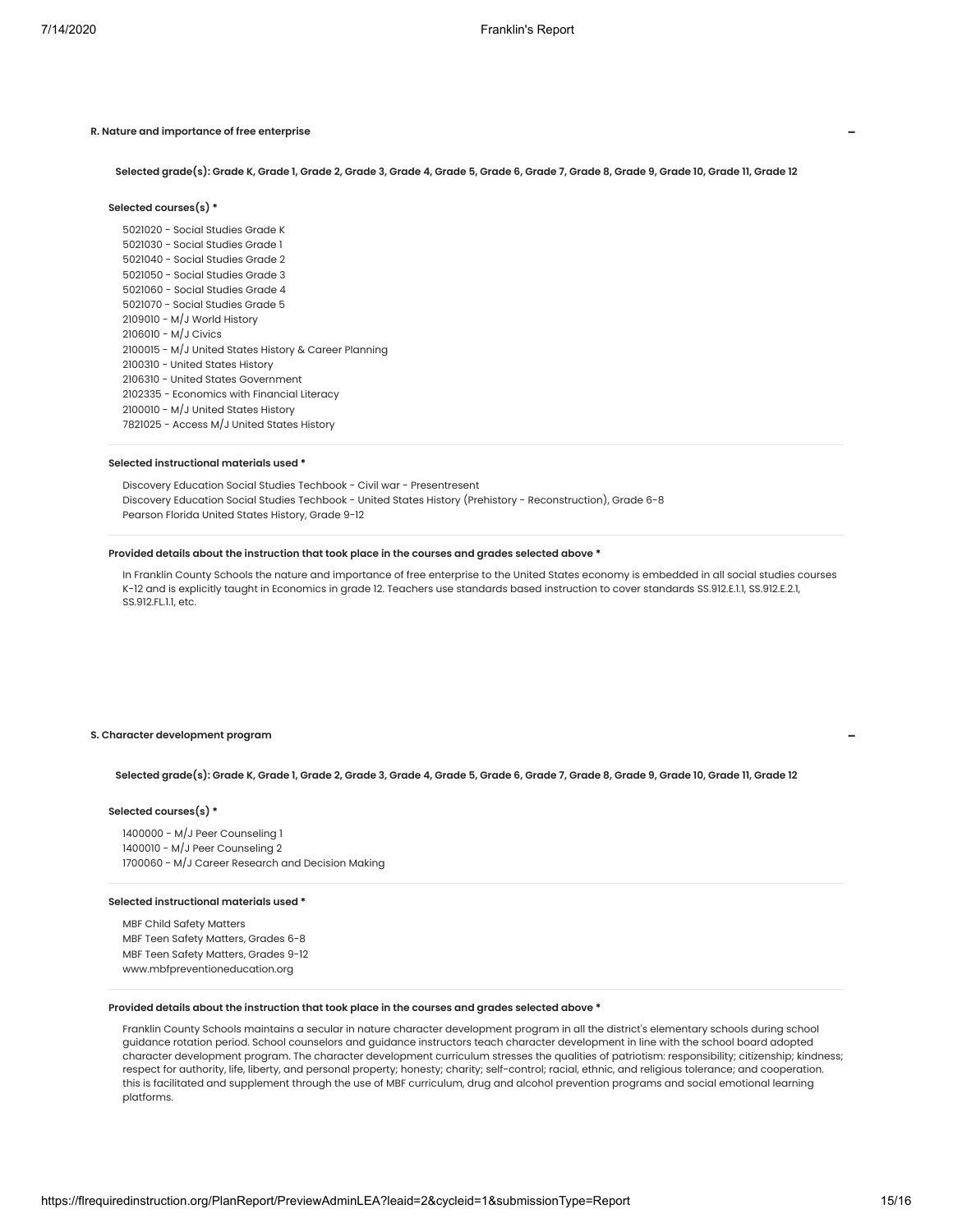### R. Nature and importance of free enterprise

**Selected grade(s): Grade K, Grade 1, Grade 2, Grade 3, Grade 4, Grade 5, Grade 6, Grade 7, Grade 8, Grade 9, Grade 10, Grade 11, Grade 12**

**Selected courses(s) ***

5021020 - Social Studies Grade K
5021030 - Social Studies Grade 1
5021040 - Social Studies Grade 2
5021050 - Social Studies Grade 3
5021060 - Social Studies Grade 4
5021070 - Social Studies Grade 5
2109010 - M/J World History
2106010 - M/J Civics
2100015 - M/J United States History & Career Planning
2100310 - United States History
2106310 - United States Government
2102335 - Economics with Financial Literacy
2100010 - M/J United States History
7821025 - Access M/J United States History

**Selected instructional materials used ***

Discovery Education Social Studies Techbook - Civil war - Presentresent
Discovery Education Social Studies Techbook - United States History (Prehistory - Reconstruction), Grade 6-8
Pearson Florida United States History, Grade 9-12

**Provided details about the instruction that took place in the courses and grades selected above ***

In Franklin County Schools the nature and importance of free enterprise to the United States economy is embedded in all social studies courses K-12 and is explicitly taught in Economics in grade 12. Teachers use standards based instruction to cover standards SS.912.E.1.1, SS.912.E.2.1, SS.912.FL.1.1, etc.

### S. Character development program

**Selected grade(s): Grade K, Grade 1, Grade 2, Grade 3, Grade 4, Grade 5, Grade 6, Grade 7, Grade 8, Grade 9, Grade 10, Grade 11, Grade 12**

**Selected courses(s) ***

1400000 - M/J Peer Counseling 1
1400010 - M/J Peer Counseling 2
1700060 - M/J Career Research and Decision Making

**Selected instructional materials used ***

MBF Child Safety Matters
MBF Teen Safety Matters, Grades 6-8
MBF Teen Safety Matters, Grades 9-12
www.mbfpreventioneducation.org

**Provided details about the instruction that took place in the courses and grades selected above ***

Franklin County Schools maintains a secular in nature character development program in all the district's elementary schools during school guidance rotation period. School counselors and guidance instructors teach character development in line with the school board adopted character development program. The character development curriculum stresses the qualities of patriotism: responsibility; citizenship; kindness; respect for authority, life, liberty, and personal property; honesty; charity; self-control; racial, ethnic, and religious tolerance; and cooperation. this is facilitated and supplement through the use of MBF curriculum, drug and alcohol prevention programs and social emotional learning platforms.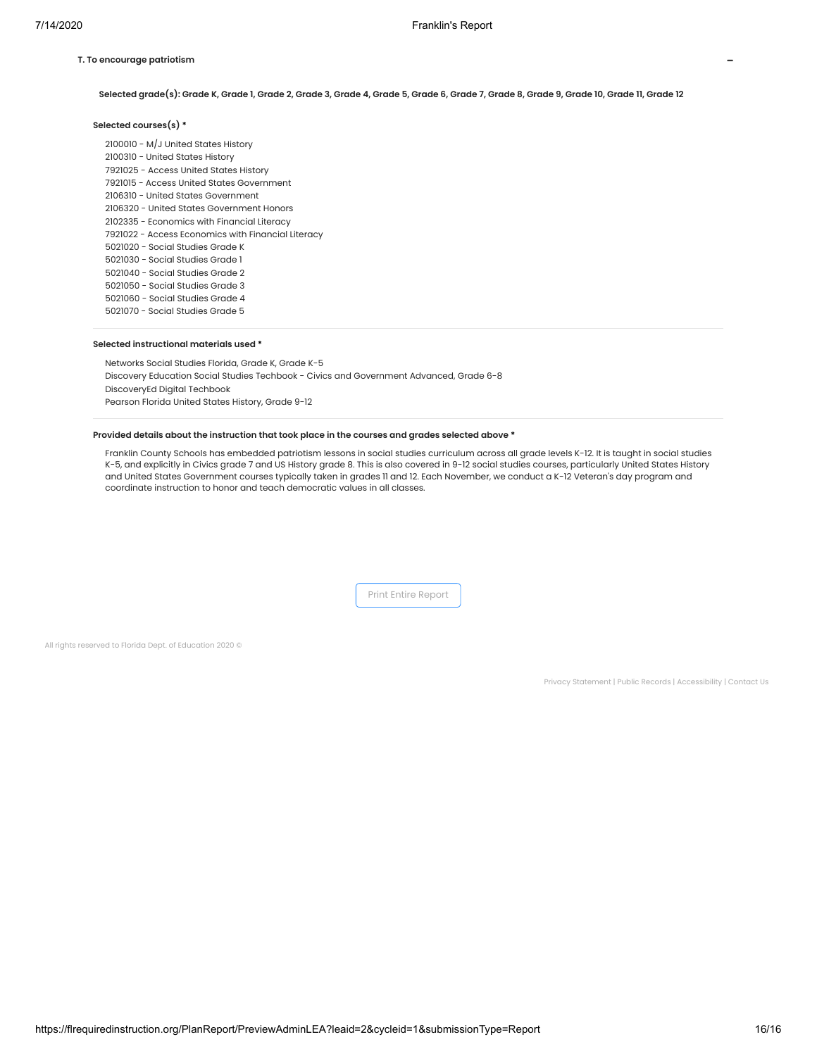### T. To encourage patriotism

**Selected grade(s): Grade K, Grade 1, Grade 2, Grade 3, Grade 4, Grade 5, Grade 6, Grade 7, Grade 8, Grade 9, Grade 10, Grade 11, Grade 12**

**Selected courses(s) \***

2100010 - M/J United States History
2100310 - United States History
7921025 - Access United States History
7921015 - Access United States Government
2106310 - United States Government
2106320 - United States Government Honors
2102335 - Economics with Financial Literacy
7921022 - Access Economics with Financial Literacy
5021020 - Social Studies Grade K
5021030 - Social Studies Grade 1
5021040 - Social Studies Grade 2
5021050 - Social Studies Grade 3
5021060 - Social Studies Grade 4
5021070 - Social Studies Grade 5

**Selected instructional materials used \***

Networks Social Studies Florida, Grade K, Grade K-5
Discovery Education Social Studies Techbook - Civics and Government Advanced, Grade 6-8
DiscoveryEd Digital Techbook
Pearson Florida United States History, Grade 9-12

**Provided details about the instruction that took place in the courses and grades selected above \***

Franklin County Schools has embedded patriotism lessons in social studies curriculum across all grade levels K-12. It is taught in social studies K-5, and explicitly in Civics grade 7 and US History grade 8. This is also covered in 9-12 social studies courses, particularly United States History and United States Government courses typically taken in grades 11 and 12. Each November, we conduct a K-12 Veteran's day program and coordinate instruction to honor and teach democratic values in all classes.

Print Entire Report

All rights reserved to Florida Dept. of Education 2020 ©

Privacy Statement | Public Records | Accessibility | Contact Us